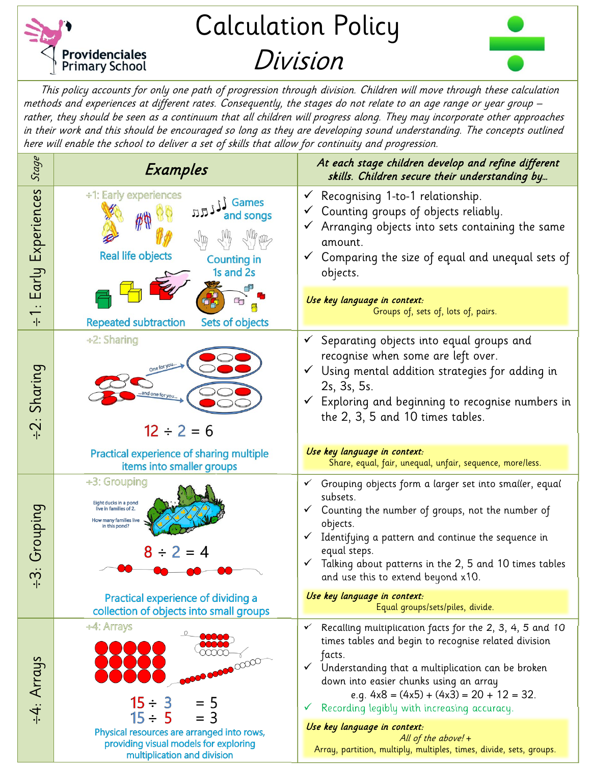# Calculation Policy

## *Division*

Providenciales Primary School

*This policy accounts for only one path of progression through division. Children will move through these calculation methods and experiences at different rates. Consequently, the stages do not relate to an age range or year group – rather, they should be seen as a continuum that all children will progress along. They may incorporate other approaches in their work and this should be encouraged so long as they are developing sound understanding. The concepts outlined here will enable the school to deliver a set of skills that allow for continuity and progression.*

| *Stage* | *Examples* | *At each stage children develop and refine different skills. Children secure their understanding by…* |
|---|---|---|
| ÷1: Early Experiences | ÷1: Early experiences<br>Real life objects<br>Games and songs<br>Counting in 1s and 2s<br>Repeated subtraction<br>Sets of objects | ✓ Recognising 1-to-1 relationship.<br>✓ Counting groups of objects reliably.<br>✓ Arranging objects into sets containing the same amount.<br>✓ Comparing the size of equal and unequal sets of objects.<br>*Use key language in context:* Groups of, sets of, lots of, pairs. |
| ÷2: Sharing | ÷2: Sharing<br>One for you… …and one for you…<br>$12 \div 2 = 6$<br>Practical experience of sharing multiple items into smaller groups | ✓ Separating objects into equal groups and recognise when some are left over.<br>✓ Using mental addition strategies for adding in 2s, 3s, 5s.<br>✓ Exploring and beginning to recognise numbers in the 2, 3, 5 and 10 times tables.<br>*Use key language in context:* Share, equal, fair, unequal, unfair, sequence, more/less. |
| ÷3: Grouping | ÷3: Grouping<br>Eight ducks in a pond live in families of 2. How many families live in this pond?<br>$8 \div 2 = 4$<br>Practical experience of dividing a collection of objects into small groups | ✓ Grouping objects form a larger set into smaller, equal subsets.<br>✓ Counting the number of groups, not the number of objects.<br>✓ Identifying a pattern and continue the sequence in equal steps.<br>✓ Talking about patterns in the 2, 5 and 10 times tables and use this to extend beyond x10.<br>*Use key language in context:* Equal groups/sets/piles, divide. |
| ÷4: Arrays | ÷4: Arrays<br>$15 \div 3 = 5$<br>$15 \div 5 = 3$<br>Physical resources are arranged into rows, providing visual models for exploring multiplication and division | ✓ Recalling multiplication facts for the 2, 3, 4, 5 and 10 times tables and begin to recognise related division facts.<br>✓ Understanding that a multiplication can be broken down into easier chunks using an array e.g. $4 \times 8 = (4 \times 5) + (4 \times 3) = 20 + 12 = 32$.<br>✓ Recording legibly with increasing accuracy.<br>*Use key language in context:* *All of the above!* + Array, partition, multiply, multiples, times, divide, sets, groups. |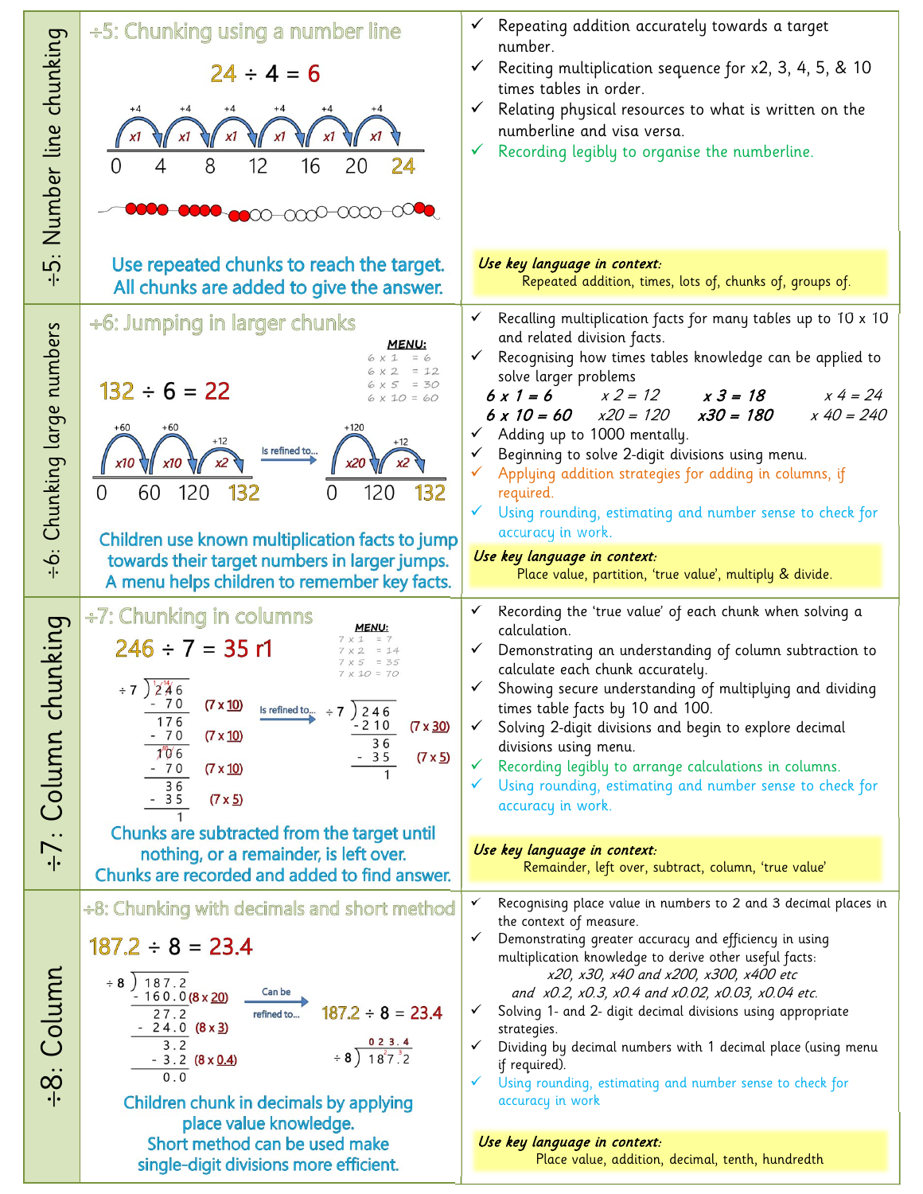## ÷5: Number line chunking

### ÷5: Chunking using a number line

$24 \div 4 = 6$

+4 +4 +4 +4 +4 +4

x1 x1 x1 x1 x1 x1

0 4 8 12 16 20 24

Use repeated chunks to reach the target.
All chunks are added to give the answer.

- ✓ Repeating addition accurately towards a target number.
- ✓ Reciting multiplication sequence for x2, 3, 4, 5, & 10 times tables in order.
- ✓ Relating physical resources to what is written on the numberline and visa versa.
- ✓ Recording legibly to organise the numberline.

*Use key language in context:*
Repeated addition, times, lots of, chunks of, groups of.

## ÷6: Chunking large numbers

### ÷6: Jumping in larger chunks

$132 \div 6 = 22$

**MENU:**
6 x 1 = 6
6 x 2 = 12
6 x 5 = 30
6 x 10 = 60

+60 +60 +12
x10 x10 x2
0 60 120 132

Is refined to...

+120 +12
x20 x2
0 120 132

Children use known multiplication facts to jump towards their target numbers in larger jumps.
A menu helps children to remember key facts.

- ✓ Recalling multiplication facts for many tables up to 10 x 10 and related division facts.
- ✓ Recognising how times tables knowledge can be applied to solve larger problems

| | | | |
|---|---|---|---|
| 6 x 1 = 6 | x 2 = 12 | x 3 = 18 | x 4 = 24 |
| 6 x 10 = 60 | x20 = 120 | x30 = 180 | x 40 = 240 |

- ✓ Adding up to 1000 mentally.
- ✓ Beginning to solve 2-digit divisions using menu.
- ✓ Applying addition strategies for adding in columns, if required.
- ✓ Using rounding, estimating and number sense to check for accuracy in work.

*Use key language in context:*
Place value, partition, 'true value', multiply & divide.

## ÷7: Column chunking

### ÷7: Chunking in columns

$246 \div 7 = 35$ r1

**MENU:**
7 x 1 = 7
7 x 2 = 14
7 x 5 = 35
7 x 10 = 70

```
÷7 ) 246
   -  70   (7 x 10)
     176
   -  70   (7 x 10)
     106
   -  70   (7 x 10)
      36
   -  35   (7 x 5)
       1
```

Is refined to...

```
÷7 ) 246
   - 210   (7 x 30)
      36
   -  35   (7 x 5)
       1
```

Chunks are subtracted from the target until nothing, or a remainder, is left over.
Chunks are recorded and added to find answer.

- ✓ Recording the 'true value' of each chunk when solving a calculation.
- ✓ Demonstrating an understanding of column subtraction to calculate each chunk accurately.
- ✓ Showing secure understanding of multiplying and dividing times table facts by 10 and 100.
- ✓ Solving 2-digit divisions and begin to explore decimal divisions using menu.
- ✓ Recording legibly to arrange calculations in columns.
- ✓ Using rounding, estimating and number sense to check for accuracy in work.

*Use key language in context:*
Remainder, left over, subtract, column, 'true value'

## ÷8: Column

### ÷8: Chunking with decimals and short method

$187.2 \div 8 = 23.4$

```
÷8 ) 187.2
   - 160.0  (8 x 20)
      27.2
   -  24.0  (8 x 3)
       3.2
   -   3.2  (8 x 0.4)
       0.0
```

Can be refined to...

$187.2 \div 8 = 23.4$

```
      0 2 3. 4
÷8 ) 1 8 7. 2
```

Children chunk in decimals by applying place value knowledge.
Short method can be used make single-digit divisions more efficient.

- ✓ Recognising place value in numbers to 2 and 3 decimal places in the context of measure.
- ✓ Demonstrating greater accuracy and efficiency in using multiplication knowledge to derive other useful facts:
  x20, x30, x40 and x200, x300, x400 etc
  and x0.2, x0.3, x0.4 and x0.02, x0.03, x0.04 etc.
- ✓ Solving 1- and 2- digit decimal divisions using appropriate strategies.
- ✓ Dividing by decimal numbers with 1 decimal place (using menu if required).
- ✓ Using rounding, estimating and number sense to check for accuracy in work

*Use key language in context:*
Place value, addition, decimal, tenth, hundredth